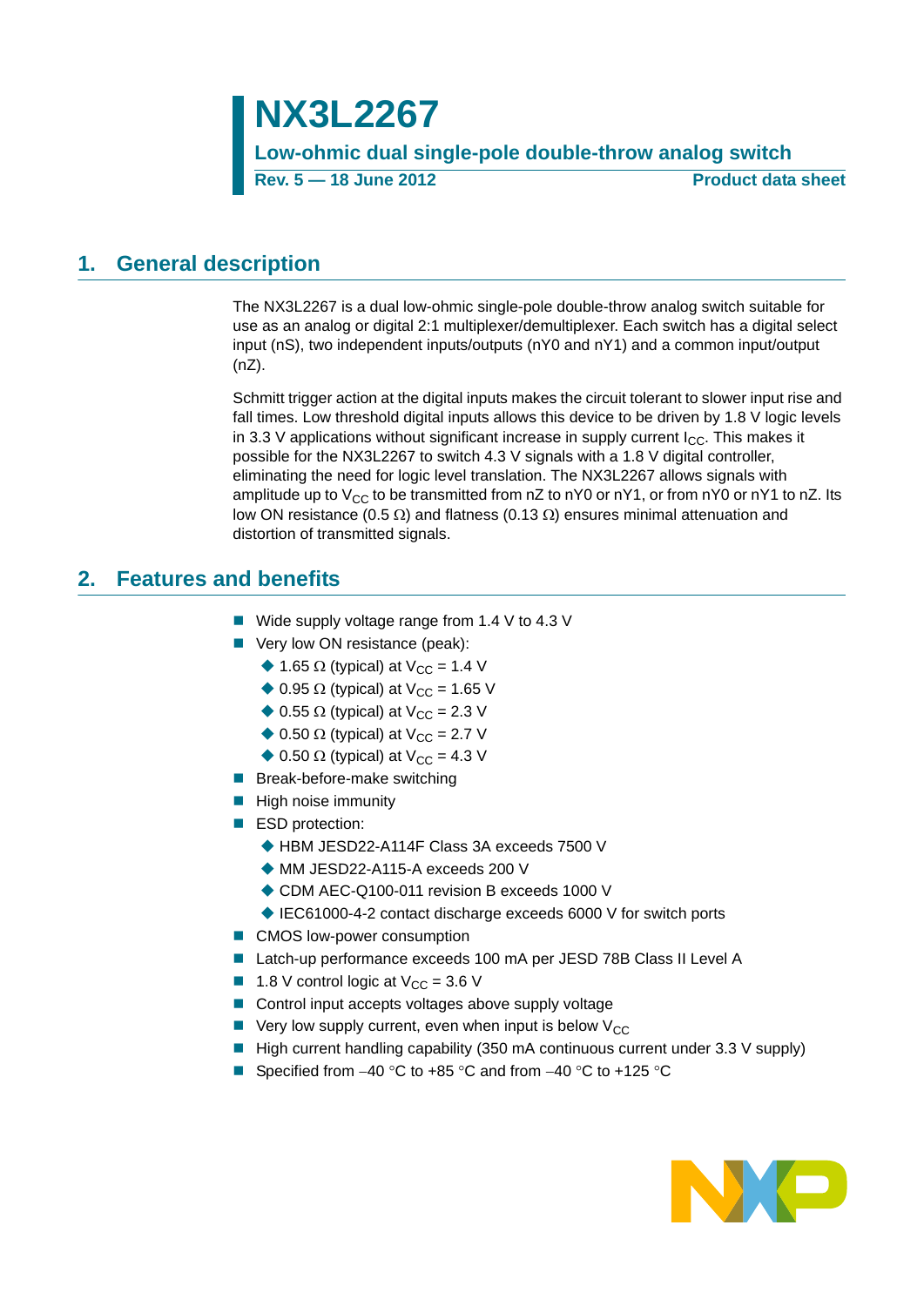# NX3L2267

**Low-ohmic dual single-pole double-throw analog switch**

**Rev. 5 — 18 June 2012** **Product data sheet**

## 1. General description

The NX3L2267 is a dual low-ohmic single-pole double-throw analog switch suitable for use as an analog or digital 2:1 multiplexer/demultiplexer. Each switch has a digital select input (nS), two independent inputs/outputs (nY0 and nY1) and a common input/output (nZ).

Schmitt trigger action at the digital inputs makes the circuit tolerant to slower input rise and fall times. Low threshold digital inputs allows this device to be driven by 1.8 V logic levels in 3.3 V applications without significant increase in supply current $I_{CC}$. This makes it possible for the NX3L2267 to switch 4.3 V signals with a 1.8 V digital controller, eliminating the need for logic level translation. The NX3L2267 allows signals with amplitude up to $V_{CC}$ to be transmitted from nZ to nY0 or nY1, or from nY0 or nY1 to nZ. Its low ON resistance (0.5 Ω) and flatness (0.13 Ω) ensures minimal attenuation and distortion of transmitted signals.

## 2. Features and benefits

- Wide supply voltage range from 1.4 V to 4.3 V
- Very low ON resistance (peak):
  - 1.65 Ω (typical) at $V_{CC}$ = 1.4 V
  - 0.95 Ω (typical) at $V_{CC}$ = 1.65 V
  - 0.55 Ω (typical) at $V_{CC}$ = 2.3 V
  - 0.50 Ω (typical) at $V_{CC}$ = 2.7 V
  - 0.50 Ω (typical) at $V_{CC}$ = 4.3 V
- Break-before-make switching
- High noise immunity
- ESD protection:
  - HBM JESD22-A114F Class 3A exceeds 7500 V
  - MM JESD22-A115-A exceeds 200 V
  - CDM AEC-Q100-011 revision B exceeds 1000 V
  - IEC61000-4-2 contact discharge exceeds 6000 V for switch ports
- CMOS low-power consumption
- Latch-up performance exceeds 100 mA per JESD 78B Class II Level A
- 1.8 V control logic at $V_{CC}$ = 3.6 V
- Control input accepts voltages above supply voltage
- Very low supply current, even when input is below $V_{CC}$
- High current handling capability (350 mA continuous current under 3.3 V supply)
- Specified from −40 °C to +85 °C and from −40 °C to +125 °C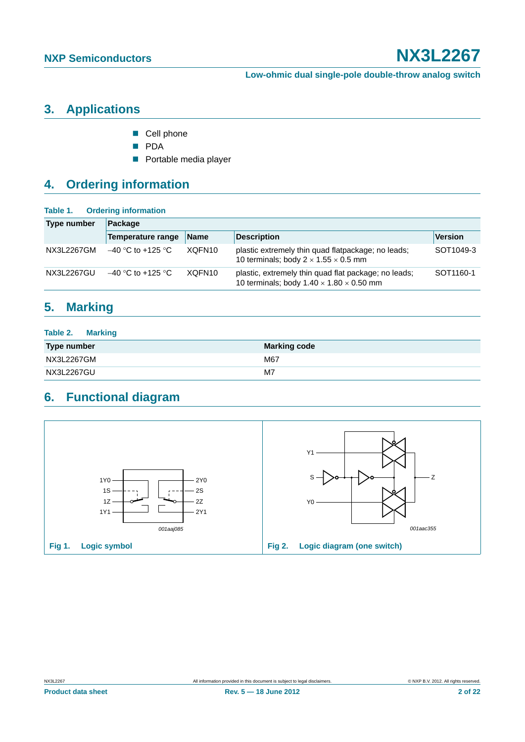## 3. Applications

- Cell phone
- PDA
- Portable media player

## 4. Ordering information

**Table 1. Ordering information**

| Type number | Package | | | |
|---|---|---|---|---|
| | Temperature range | Name | Description | Version |
| NX3L2267GM | −40 °C to +125 °C | XQFN10 | plastic extremely thin quad flatpackage; no leads; 10 terminals; body 2 × 1.55 × 0.5 mm | SOT1049-3 |
| NX3L2267GU | −40 °C to +125 °C | XQFN10 | plastic, extremely thin quad flat package; no leads; 10 terminals; body 1.40 × 1.80 × 0.50 mm | SOT1160-1 |

## 5. Marking

**Table 2. Marking**

| Type number | Marking code |
|---|---|
| NX3L2267GM | M67 |
| NX3L2267GU | M7 |

## 6. Functional diagram

Fig 1. Logic symbol

Fig 2. Logic diagram (one switch)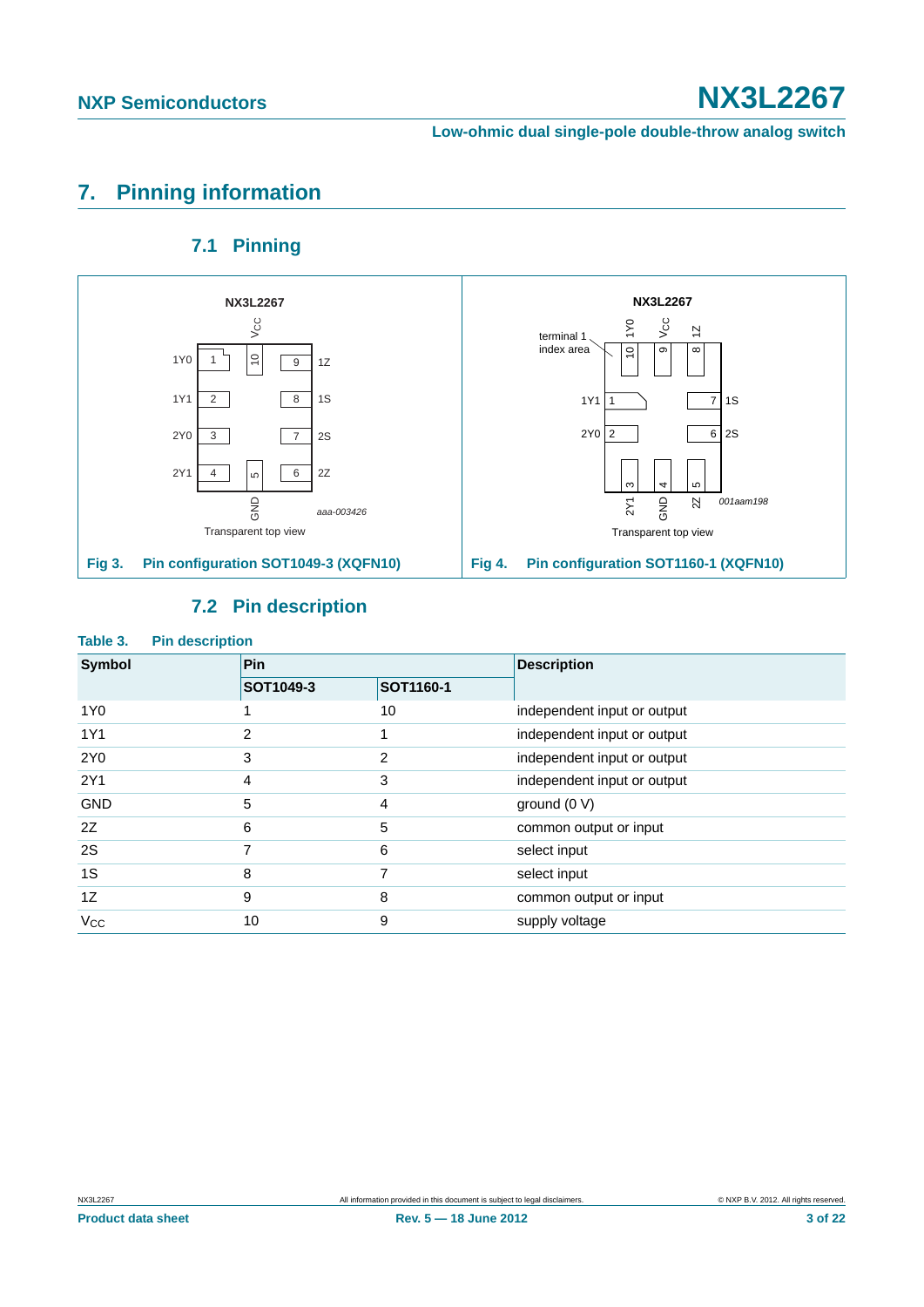# 7. Pinning information

## 7.1 Pinning

Fig 3. Pin configuration SOT1049-3 (XQFN10)

Fig 4. Pin configuration SOT1160-1 (XQFN10)

## 7.2 Pin description

**Table 3. Pin description**

| Symbol | Pin | | Description |
|---|---|---|---|
| | SOT1049-3 | SOT1160-1 | |
| 1Y0 | 1 | 10 | independent input or output |
| 1Y1 | 2 | 1 | independent input or output |
| 2Y0 | 3 | 2 | independent input or output |
| 2Y1 | 4 | 3 | independent input or output |
| GND | 5 | 4 | ground (0 V) |
| 2Z | 6 | 5 | common output or input |
| 2S | 7 | 6 | select input |
| 1S | 8 | 7 | select input |
| 1Z | 9 | 8 | common output or input |
| $V_{CC}$ | 10 | 9 | supply voltage |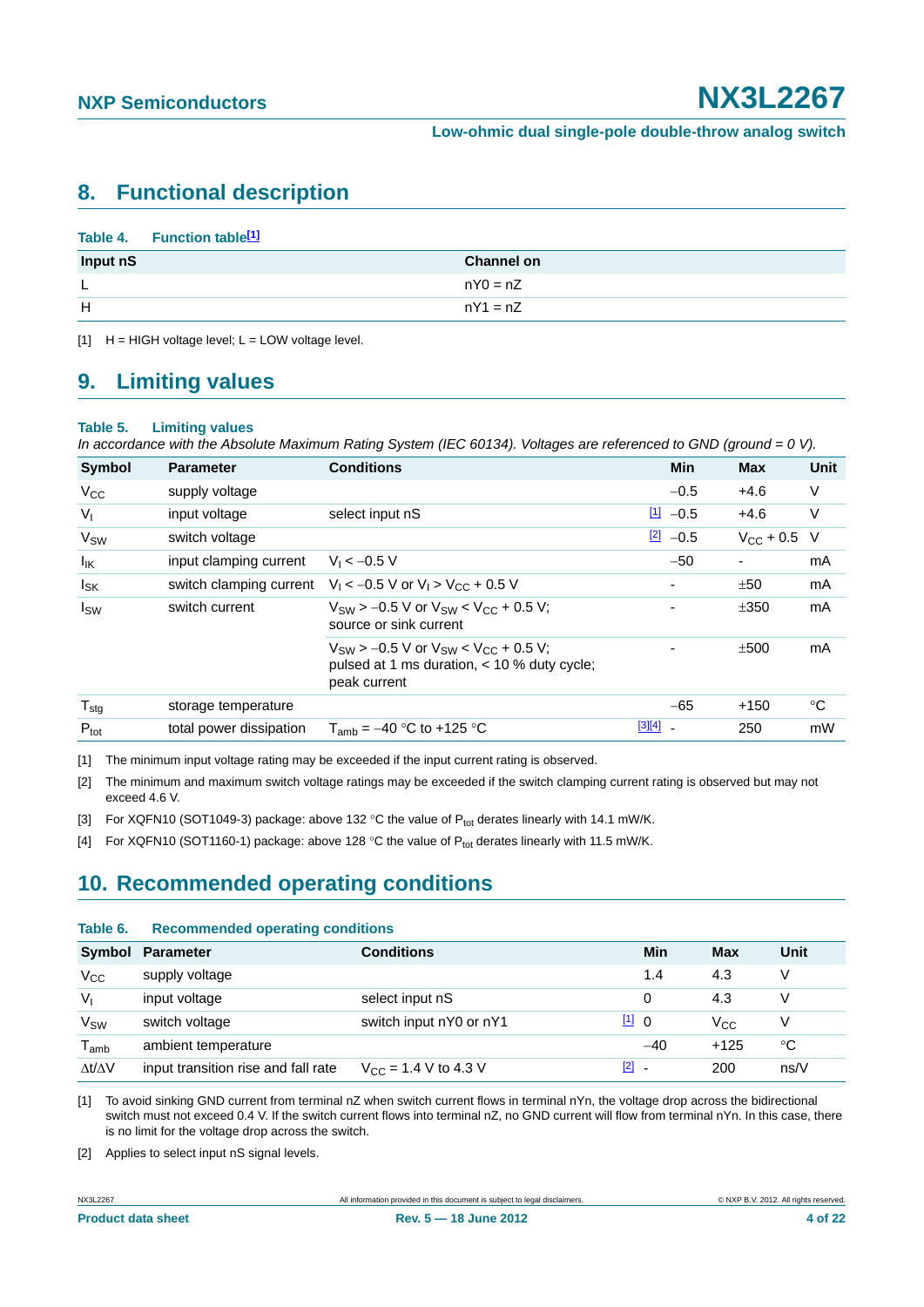## 8. Functional description

**Table 4. Function table[1]**

| Input nS | Channel on |
|---|---|
| L | nY0 = nZ |
| H | nY1 = nZ |

[1] H = HIGH voltage level; L = LOW voltage level.

## 9. Limiting values

**Table 5. Limiting values**

*In accordance with the Absolute Maximum Rating System (IEC 60134). Voltages are referenced to GND (ground = 0 V).*

| Symbol | Parameter | Conditions | | Min | Max | Unit |
|---|---|---|---|---|---|---|
| $V_{CC}$ | supply voltage | | | −0.5 | +4.6 | V |
| $V_I$ | input voltage | select input nS | [1] | −0.5 | +4.6 | V |
| $V_{SW}$ | switch voltage | | [2] | −0.5 | $V_{CC}$ + 0.5 | V |
| $I_{IK}$ | input clamping current | $V_I < -0.5$ V | | −50 | - | mA |
| $I_{SK}$ | switch clamping current | $V_I < -0.5$ V or $V_I > V_{CC} + 0.5$ V | | - | ±50 | mA |
| $I_{SW}$ | switch current | $V_{SW} > -0.5$ V or $V_{SW} < V_{CC} + 0.5$ V; source or sink current | | - | ±350 | mA |
| | | $V_{SW} > -0.5$ V or $V_{SW} < V_{CC} + 0.5$ V; pulsed at 1 ms duration, < 10 % duty cycle; peak current | | - | ±500 | mA |
| $T_{stg}$ | storage temperature | | | −65 | +150 | °C |
| $P_{tot}$ | total power dissipation | $T_{amb}$ = −40 °C to +125 °C | [3][4] | - | 250 | mW |

[1] The minimum input voltage rating may be exceeded if the input current rating is observed.

[2] The minimum and maximum switch voltage ratings may be exceeded if the switch clamping current rating is observed but may not exceed 4.6 V.

[3] For XQFN10 (SOT1049-3) package: above 132 °C the value of $P_{tot}$ derates linearly with 14.1 mW/K.

[4] For XQFN10 (SOT1160-1) package: above 128 °C the value of $P_{tot}$ derates linearly with 11.5 mW/K.

## 10. Recommended operating conditions

**Table 6. Recommended operating conditions**

| Symbol | Parameter | Conditions | | Min | Max | Unit |
|---|---|---|---|---|---|---|
| $V_{CC}$ | supply voltage | | | 1.4 | 4.3 | V |
| $V_I$ | input voltage | select input nS | | 0 | 4.3 | V |
| $V_{SW}$ | switch voltage | switch input nY0 or nY1 | [1] | 0 | $V_{CC}$ | V |
| $T_{amb}$ | ambient temperature | | | −40 | +125 | °C |
| $\Delta t/\Delta V$ | input transition rise and fall rate | $V_{CC}$ = 1.4 V to 4.3 V | [2] | - | 200 | ns/V |

[1] To avoid sinking GND current from terminal nZ when switch current flows in terminal nYn, the voltage drop across the bidirectional switch must not exceed 0.4 V. If the switch current flows into terminal nZ, no GND current will flow from terminal nYn. In this case, there is no limit for the voltage drop across the switch.

[2] Applies to select input nS signal levels.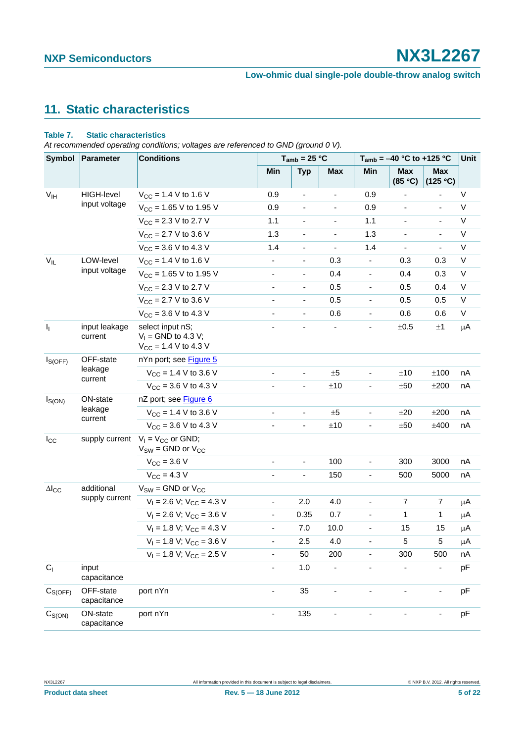## 11. Static characteristics

**Table 7. Static characteristics**

*At recommended operating conditions; voltages are referenced to GND (ground 0 V).*

| Symbol | Parameter | Conditions | $T_{amb}$ = 25 °C | | | $T_{amb}$ = −40 °C to +125 °C | | | Unit |
|---|---|---|---|---|---|---|---|---|---|
| | | | Min | Typ | Max | Min | Max (85 °C) | Max (125 °C) | |
| $V_{IH}$ | HIGH-level input voltage | $V_{CC}$ = 1.4 V to 1.6 V | 0.9 | - | - | 0.9 | - | - | V |
| | | $V_{CC}$ = 1.65 V to 1.95 V | 0.9 | - | - | 0.9 | - | - | V |
| | | $V_{CC}$ = 2.3 V to 2.7 V | 1.1 | - | - | 1.1 | - | - | V |
| | | $V_{CC}$ = 2.7 V to 3.6 V | 1.3 | - | - | 1.3 | - | - | V |
| | | $V_{CC}$ = 3.6 V to 4.3 V | 1.4 | - | - | 1.4 | - | - | V |
| $V_{IL}$ | LOW-level input voltage | $V_{CC}$ = 1.4 V to 1.6 V | - | - | 0.3 | - | 0.3 | 0.3 | V |
| | | $V_{CC}$ = 1.65 V to 1.95 V | - | - | 0.4 | - | 0.4 | 0.3 | V |
| | | $V_{CC}$ = 2.3 V to 2.7 V | - | - | 0.5 | - | 0.5 | 0.4 | V |
| | | $V_{CC}$ = 2.7 V to 3.6 V | - | - | 0.5 | - | 0.5 | 0.5 | V |
| | | $V_{CC}$ = 3.6 V to 4.3 V | - | - | 0.6 | - | 0.6 | 0.6 | V |
| $I_I$ | input leakage current | select input nS; $V_I$ = GND to 4.3 V; $V_{CC}$ = 1.4 V to 4.3 V | - | - | - | - | ±0.5 | ±1 | μA |
| $I_{S(OFF)}$ | OFF-state leakage current | nYn port; see Figure 5 | | | | | | | |
| | | $V_{CC}$ = 1.4 V to 3.6 V | - | - | ±5 | - | ±10 | ±100 | nA |
| | | $V_{CC}$ = 3.6 V to 4.3 V | - | - | ±10 | - | ±50 | ±200 | nA |
| $I_{S(ON)}$ | ON-state leakage current | nZ port; see Figure 6 | | | | | | | |
| | | $V_{CC}$ = 1.4 V to 3.6 V | - | - | ±5 | - | ±20 | ±200 | nA |
| | | $V_{CC}$ = 3.6 V to 4.3 V | - | - | ±10 | - | ±50 | ±400 | nA |
| $I_{CC}$ | supply current | $V_I$ = $V_{CC}$ or GND; $V_{SW}$ = GND or $V_{CC}$ | | | | | | | |
| | | $V_{CC}$ = 3.6 V | - | - | 100 | - | 300 | 3000 | nA |
| | | $V_{CC}$ = 4.3 V | - | - | 150 | - | 500 | 5000 | nA |
| $\Delta I_{CC}$ | additional supply current | $V_{SW}$ = GND or $V_{CC}$ | | | | | | | |
| | | $V_I$ = 2.6 V; $V_{CC}$ = 4.3 V | - | 2.0 | 4.0 | - | 7 | 7 | μA |
| | | $V_I$ = 2.6 V; $V_{CC}$ = 3.6 V | - | 0.35 | 0.7 | - | 1 | 1 | μA |
| | | $V_I$ = 1.8 V; $V_{CC}$ = 4.3 V | - | 7.0 | 10.0 | - | 15 | 15 | μA |
| | | $V_I$ = 1.8 V; $V_{CC}$ = 3.6 V | - | 2.5 | 4.0 | - | 5 | 5 | μA |
| | | $V_I$ = 1.8 V; $V_{CC}$ = 2.5 V | - | 50 | 200 | - | 300 | 500 | nA |
| $C_I$ | input capacitance | | - | 1.0 | - | - | - | - | pF |
| $C_{S(OFF)}$ | OFF-state capacitance | port nYn | - | 35 | - | - | - | - | pF |
| $C_{S(ON)}$ | ON-state capacitance | port nYn | - | 135 | - | - | - | - | pF |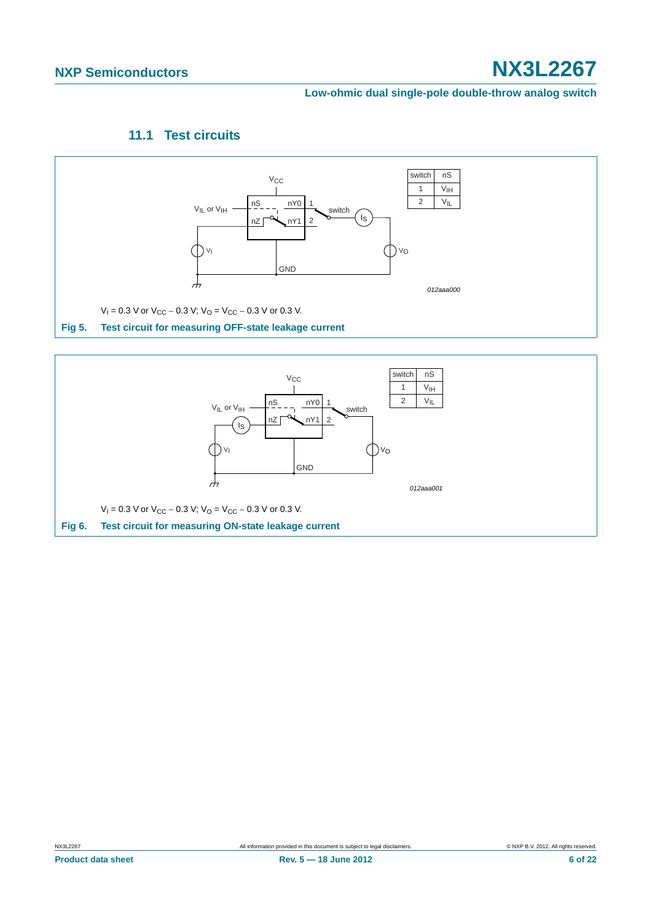### 11.1 Test circuits

| switch | nS |
| --- | --- |
| 1 | $V_{IH}$ |
| 2 | $V_{IL}$ |

012aaa000

$V_I$ = 0.3 V or $V_{CC}$ − 0.3 V; $V_O$ = $V_{CC}$ − 0.3 V or 0.3 V.

**Fig 5. Test circuit for measuring OFF-state leakage current**

| switch | nS |
| --- | --- |
| 1 | $V_{IH}$ |
| 2 | $V_{IL}$ |

012aaa001

$V_I$ = 0.3 V or $V_{CC}$ − 0.3 V; $V_O$ = $V_{CC}$ − 0.3 V or 0.3 V.

**Fig 6. Test circuit for measuring ON-state leakage current**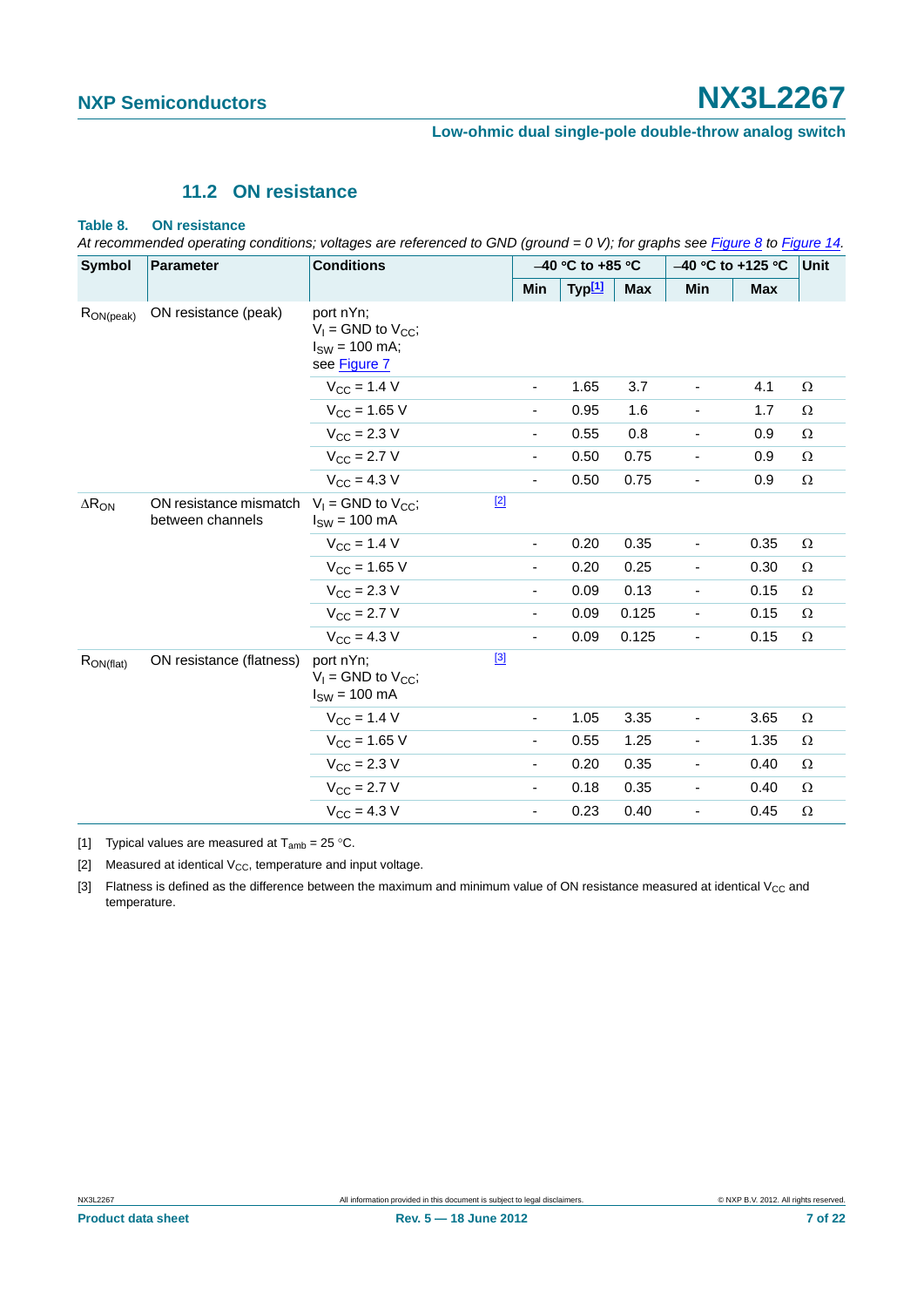### 11.2 ON resistance

**Table 8. ON resistance**

*At recommended operating conditions; voltages are referenced to GND (ground = 0 V); for graphs see Figure 8 to Figure 14.*

| Symbol | Parameter | Conditions | | −40 °C to +85 °C | | | −40 °C to +125 °C | | Unit |
|---|---|---|---|---|---|---|---|---|---|
| | | | | Min | Typ[1] | Max | Min | Max | |
| $R_{ON(peak)}$ | ON resistance (peak) | port nYn; $V_I$ = GND to $V_{CC}$; $I_{SW}$ = 100 mA; see Figure 7 | | | | | | | |
| | | $V_{CC}$ = 1.4 V | | - | 1.65 | 3.7 | - | 4.1 | Ω |
| | | $V_{CC}$ = 1.65 V | | - | 0.95 | 1.6 | - | 1.7 | Ω |
| | | $V_{CC}$ = 2.3 V | | - | 0.55 | 0.8 | - | 0.9 | Ω |
| | | $V_{CC}$ = 2.7 V | | - | 0.50 | 0.75 | - | 0.9 | Ω |
| | | $V_{CC}$ = 4.3 V | | - | 0.50 | 0.75 | - | 0.9 | Ω |
| $\Delta R_{ON}$ | ON resistance mismatch between channels | $V_I$ = GND to $V_{CC}$; $I_{SW}$ = 100 mA | [2] | | | | | | |
| | | $V_{CC}$ = 1.4 V | | - | 0.20 | 0.35 | - | 0.35 | Ω |
| | | $V_{CC}$ = 1.65 V | | - | 0.20 | 0.25 | - | 0.30 | Ω |
| | | $V_{CC}$ = 2.3 V | | - | 0.09 | 0.13 | - | 0.15 | Ω |
| | | $V_{CC}$ = 2.7 V | | - | 0.09 | 0.125 | - | 0.15 | Ω |
| | | $V_{CC}$ = 4.3 V | | - | 0.09 | 0.125 | - | 0.15 | Ω |
| $R_{ON(flat)}$ | ON resistance (flatness) | port nYn; $V_I$ = GND to $V_{CC}$; $I_{SW}$ = 100 mA | [3] | | | | | | |
| | | $V_{CC}$ = 1.4 V | | - | 1.05 | 3.35 | - | 3.65 | Ω |
| | | $V_{CC}$ = 1.65 V | | - | 0.55 | 1.25 | - | 1.35 | Ω |
| | | $V_{CC}$ = 2.3 V | | - | 0.20 | 0.35 | - | 0.40 | Ω |
| | | $V_{CC}$ = 2.7 V | | - | 0.18 | 0.35 | - | 0.40 | Ω |
| | | $V_{CC}$ = 4.3 V | | - | 0.23 | 0.40 | - | 0.45 | Ω |

[1] Typical values are measured at $T_{amb}$ = 25 °C.

[2] Measured at identical $V_{CC}$, temperature and input voltage.

[3] Flatness is defined as the difference between the maximum and minimum value of ON resistance measured at identical $V_{CC}$ and temperature.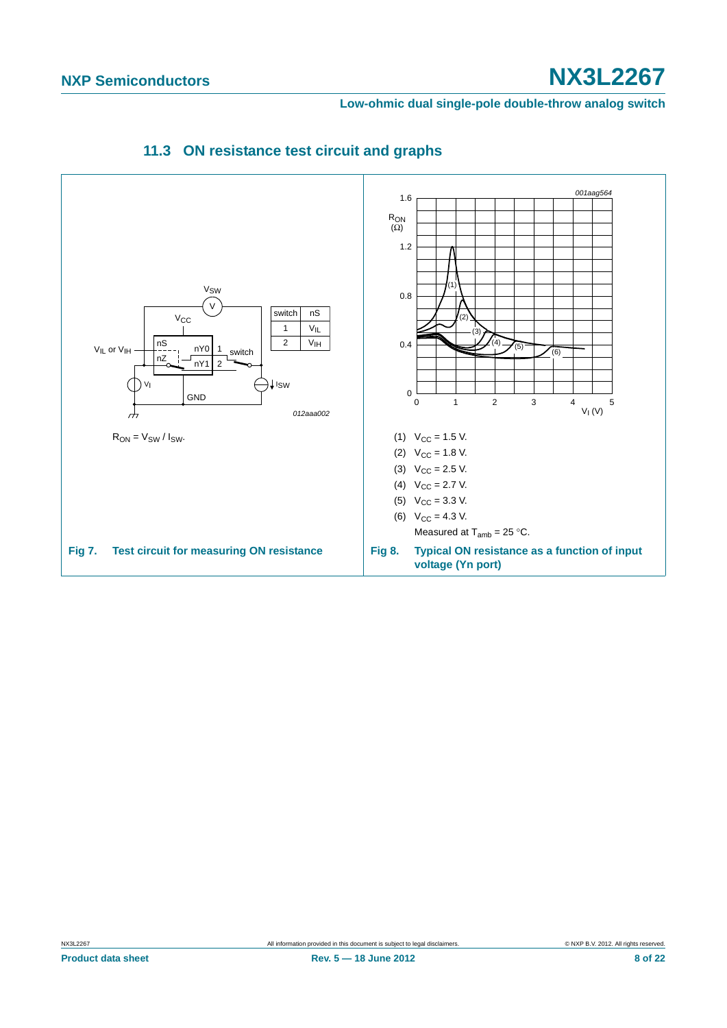### 11.3 ON resistance test circuit and graphs

| switch | nS |
|---|---|
| 1 | $V_{IL}$ |
| 2 | $V_{IH}$ |

012aaa002

$R_{ON} = V_{SW} / I_{SW}$.

**Fig 7. Test circuit for measuring ON resistance**

001aag564

(1) $V_{CC}$ = 1.5 V.

(2) $V_{CC}$ = 1.8 V.

(3) $V_{CC}$ = 2.5 V.

(4) $V_{CC}$ = 2.7 V.

(5) $V_{CC}$ = 3.3 V.

(6) $V_{CC}$ = 4.3 V.

Measured at $T_{amb}$ = 25 °C.

**Fig 8. Typical ON resistance as a function of input voltage (Yn port)**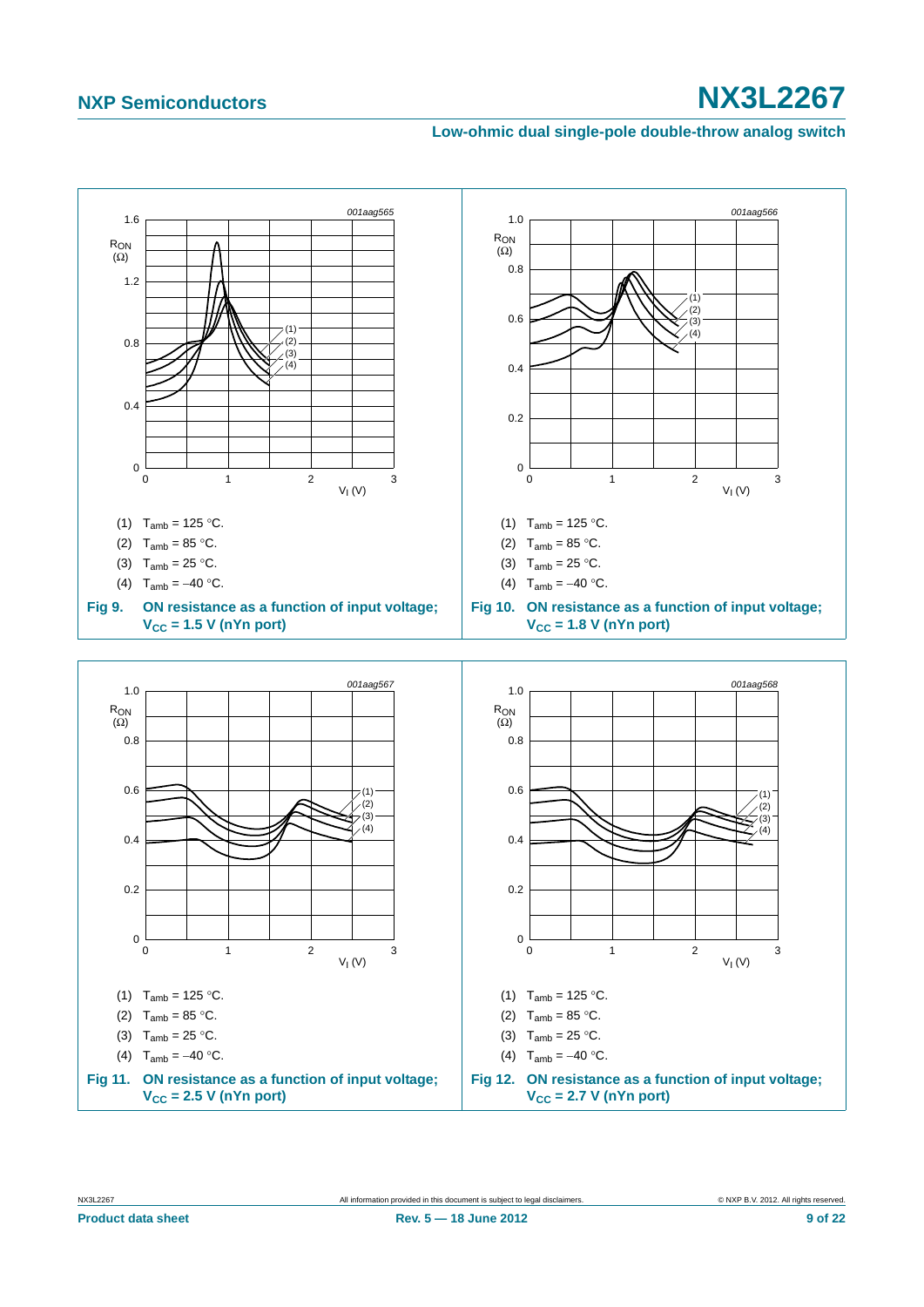001aag565

(1) $T_{amb}$ = 125 °C.

(2) $T_{amb}$ = 85 °C.

(3) $T_{amb}$ = 25 °C.

(4) $T_{amb}$ = −40 °C.

**Fig 9. ON resistance as a function of input voltage; $V_{CC}$ = 1.5 V (nYn port)**

001aag566

(1) $T_{amb}$ = 125 °C.

(2) $T_{amb}$ = 85 °C.

(3) $T_{amb}$ = 25 °C.

(4) $T_{amb}$ = −40 °C.

**Fig 10. ON resistance as a function of input voltage; $V_{CC}$ = 1.8 V (nYn port)**

001aag567

(1) $T_{amb}$ = 125 °C.

(2) $T_{amb}$ = 85 °C.

(3) $T_{amb}$ = 25 °C.

(4) $T_{amb}$ = −40 °C.

**Fig 11. ON resistance as a function of input voltage; $V_{CC}$ = 2.5 V (nYn port)**

001aag568

(1) $T_{amb}$ = 125 °C.

(2) $T_{amb}$ = 85 °C.

(3) $T_{amb}$ = 25 °C.

(4) $T_{amb}$ = −40 °C.

**Fig 12. ON resistance as a function of input voltage; $V_{CC}$ = 2.7 V (nYn port)**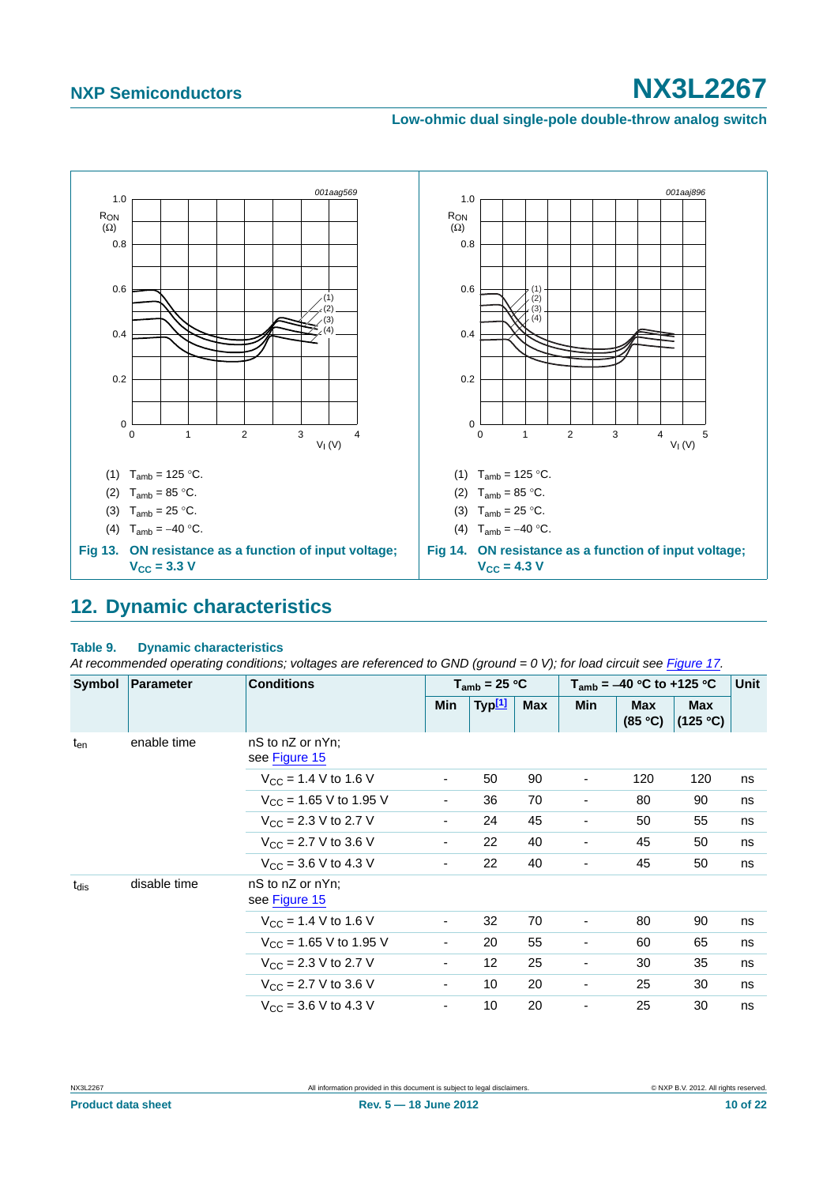(1) $T_{amb}$ = 125 °C.

(2) $T_{amb}$ = 85 °C.

(3) $T_{amb}$ = 25 °C.

(4) $T_{amb}$ = −40 °C.

**Fig 13. ON resistance as a function of input voltage; $V_{CC}$ = 3.3 V**

(1) $T_{amb}$ = 125 °C.

(2) $T_{amb}$ = 85 °C.

(3) $T_{amb}$ = 25 °C.

(4) $T_{amb}$ = −40 °C.

**Fig 14. ON resistance as a function of input voltage; $V_{CC}$ = 4.3 V**

## 12. Dynamic characteristics

**Table 9. Dynamic characteristics**

*At recommended operating conditions; voltages are referenced to GND (ground = 0 V); for load circuit see Figure 17.*

| Symbol | Parameter | Conditions | $T_{amb}$ = 25 °C | | | $T_{amb}$ = −40 °C to +125 °C | | | Unit |
|---|---|---|---|---|---|---|---|---|---|
| | | | Min | Typ[1] | Max | Min | Max (85 °C) | Max (125 °C) | |
| $t_{en}$ | enable time | nS to nZ or nYn; see Figure 15 | | | | | | | |
| | | $V_{CC}$ = 1.4 V to 1.6 V | - | 50 | 90 | - | 120 | 120 | ns |
| | | $V_{CC}$ = 1.65 V to 1.95 V | - | 36 | 70 | - | 80 | 90 | ns |
| | | $V_{CC}$ = 2.3 V to 2.7 V | - | 24 | 45 | - | 50 | 55 | ns |
| | | $V_{CC}$ = 2.7 V to 3.6 V | - | 22 | 40 | - | 45 | 50 | ns |
| | | $V_{CC}$ = 3.6 V to 4.3 V | - | 22 | 40 | - | 45 | 50 | ns |
| $t_{dis}$ | disable time | nS to nZ or nYn; see Figure 15 | | | | | | | |
| | | $V_{CC}$ = 1.4 V to 1.6 V | - | 32 | 70 | - | 80 | 90 | ns |
| | | $V_{CC}$ = 1.65 V to 1.95 V | - | 20 | 55 | - | 60 | 65 | ns |
| | | $V_{CC}$ = 2.3 V to 2.7 V | - | 12 | 25 | - | 30 | 35 | ns |
| | | $V_{CC}$ = 2.7 V to 3.6 V | - | 10 | 20 | - | 25 | 30 | ns |
| | | $V_{CC}$ = 3.6 V to 4.3 V | - | 10 | 20 | - | 25 | 30 | ns |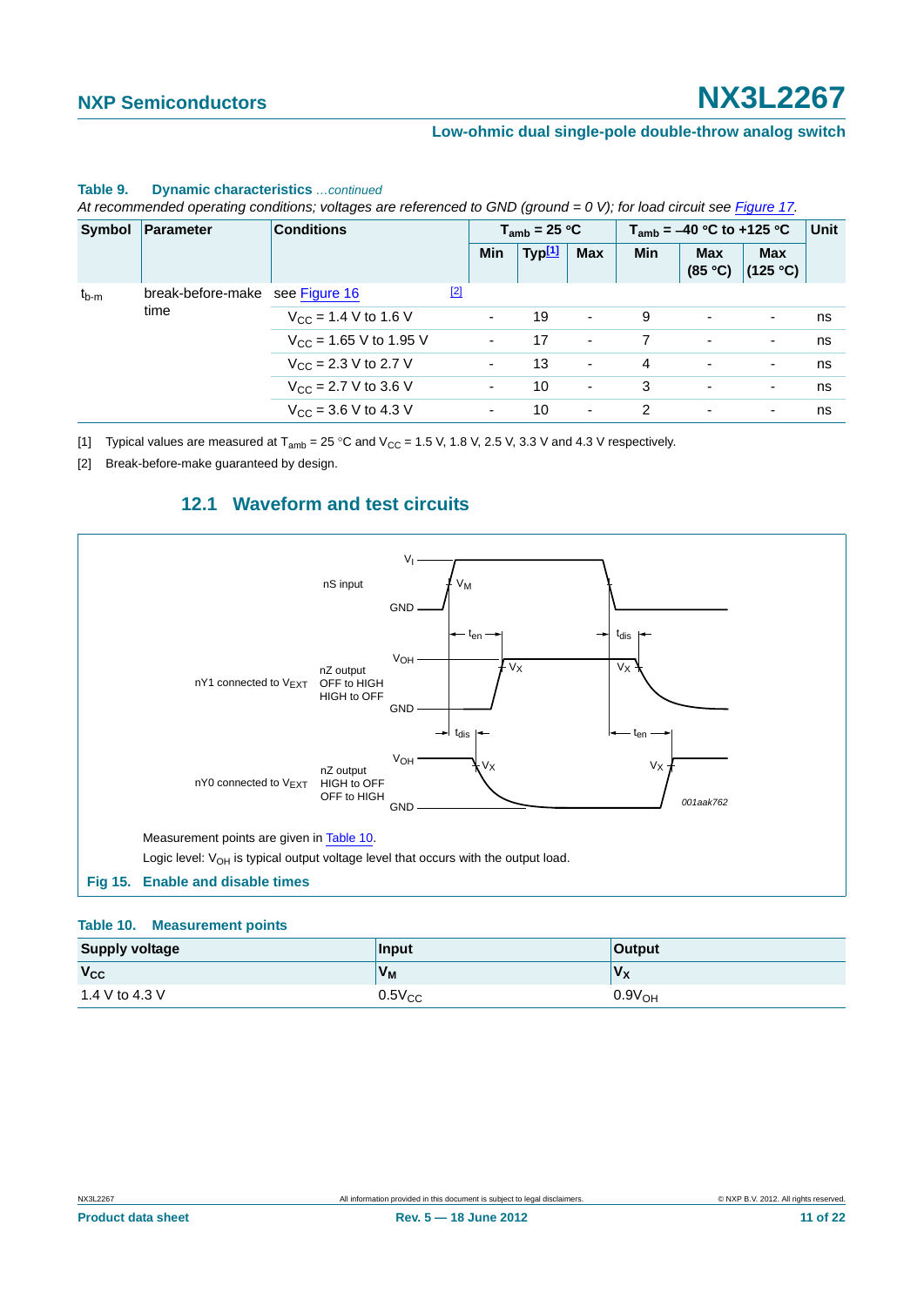**Table 9. Dynamic characteristics** *...continued*

*At recommended operating conditions; voltages are referenced to GND (ground = 0 V); for load circuit see Figure 17.*

| Symbol | Parameter | Conditions | | $T_{amb}$ = 25 °C | | | $T_{amb}$ = −40 °C to +125 °C | | | Unit |
|---|---|---|---|---|---|---|---|---|---|---|
| | | | | Min | Typ[1] | Max | Min | Max (85 °C) | Max (125 °C) | |
| $t_{b-m}$ | break-before-make time | see Figure 16 | [2] | | | | | | | |
| | | $V_{CC}$ = 1.4 V to 1.6 V | | - | 19 | - | 9 | - | - | ns |
| | | $V_{CC}$ = 1.65 V to 1.95 V | | - | 17 | - | 7 | - | - | ns |
| | | $V_{CC}$ = 2.3 V to 2.7 V | | - | 13 | - | 4 | - | - | ns |
| | | $V_{CC}$ = 2.7 V to 3.6 V | | - | 10 | - | 3 | - | - | ns |
| | | $V_{CC}$ = 3.6 V to 4.3 V | | - | 10 | - | 2 | - | - | ns |

[1] Typical values are measured at $T_{amb}$ = 25 °C and $V_{CC}$ = 1.5 V, 1.8 V, 2.5 V, 3.3 V and 4.3 V respectively.

[2] Break-before-make guaranteed by design.

## 12.1 Waveform and test circuits

Measurement points are given in Table 10.

Logic level: $V_{OH}$ is typical output voltage level that occurs with the output load.

**Fig 15. Enable and disable times**

**Table 10. Measurement points**

| Supply voltage | Input | Output |
|---|---|---|
| $V_{CC}$ | $V_M$ | $V_X$ |
| 1.4 V to 4.3 V | $0.5V_{CC}$ | $0.9V_{OH}$ |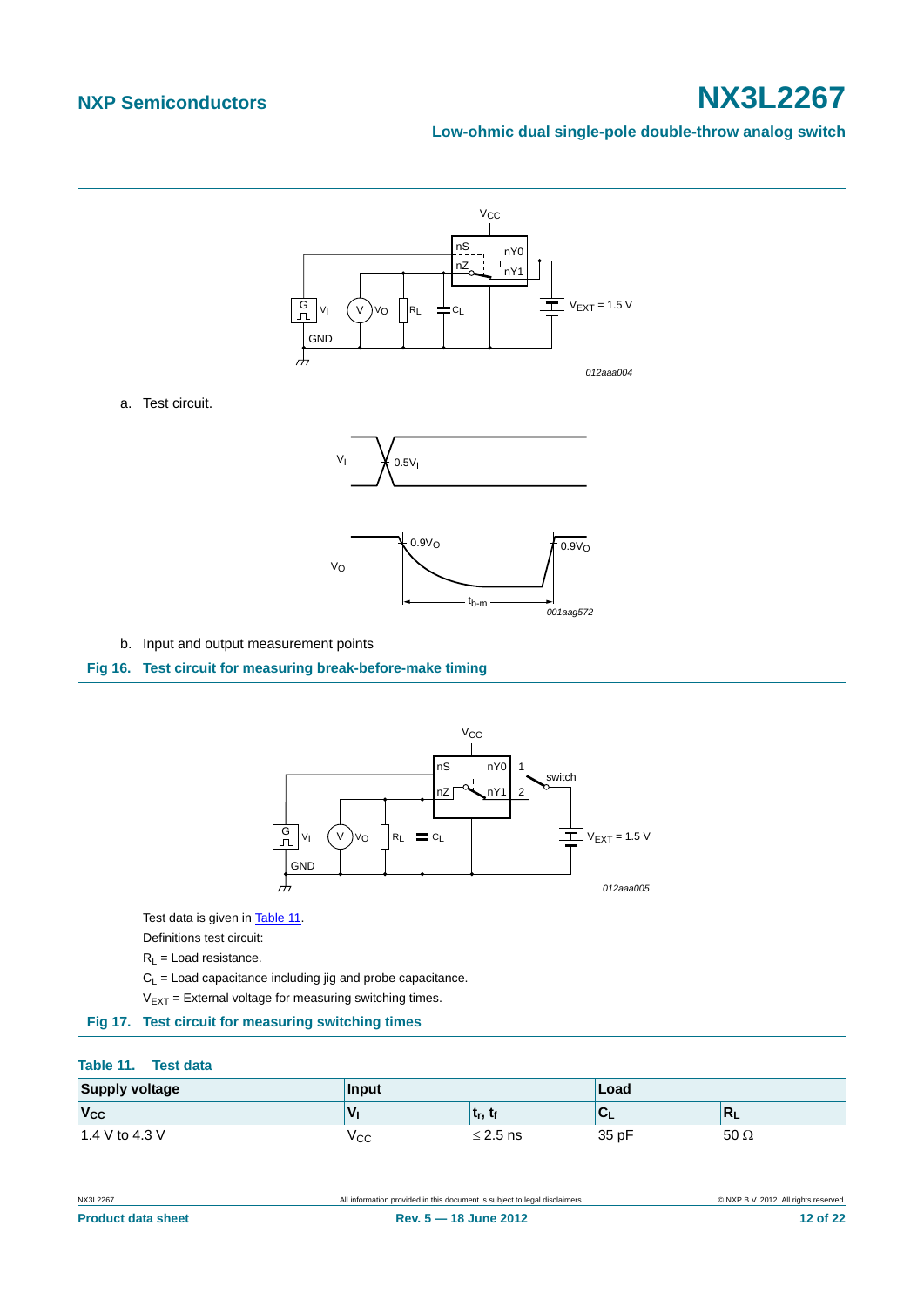a. Test circuit.

b. Input and output measurement points

**Fig 16. Test circuit for measuring break-before-make timing**

Test data is given in Table 11.

Definitions test circuit:

$R_L$ = Load resistance.

$C_L$ = Load capacitance including jig and probe capacitance.

$V_{EXT}$ = External voltage for measuring switching times.

**Fig 17. Test circuit for measuring switching times**

**Table 11. Test data**

| Supply voltage | Input | | Load | |
|---|---|---|---|---|
| $V_{CC}$ | $V_I$ | $t_r$, $t_f$ | $C_L$ | $R_L$ |
| 1.4 V to 4.3 V | $V_{CC}$ | ≤ 2.5 ns | 35 pF | 50 Ω |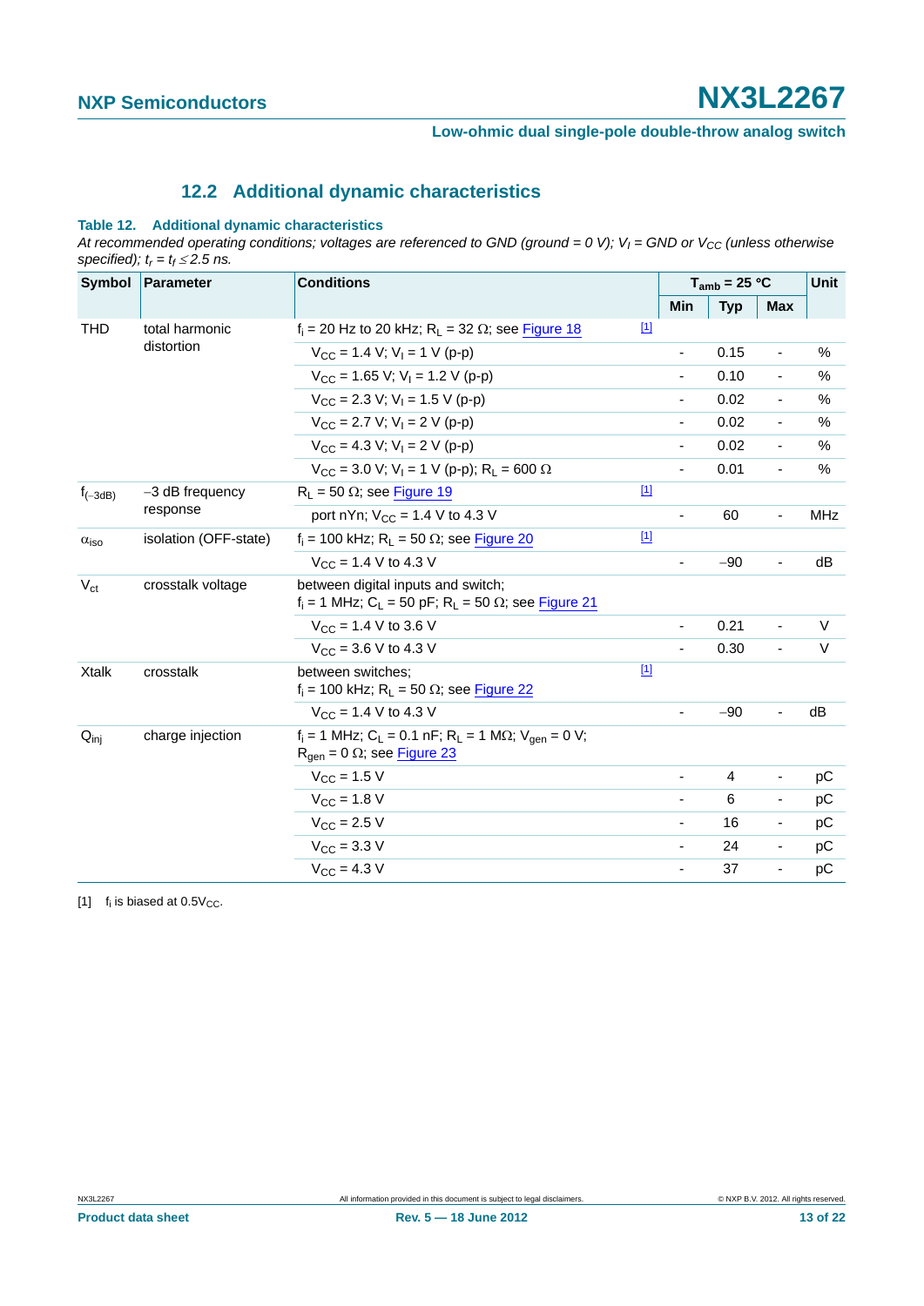### 12.2 Additional dynamic characteristics

**Table 12. Additional dynamic characteristics**

*At recommended operating conditions; voltages are referenced to GND (ground = 0 V); $V_I$ = GND or $V_{CC}$ (unless otherwise specified); $t_r = t_f \leq 2.5$ ns.*

| Symbol | Parameter | Conditions | | $T_{amb}$ = 25 °C | | | Unit |
|---|---|---|---|---|---|---|---|
| | | | | Min | Typ | Max | |
| THD | total harmonic distortion | $f_i$ = 20 Hz to 20 kHz; $R_L$ = 32 Ω; see Figure 18 | [1] | | | | |
| | | $V_{CC}$ = 1.4 V; $V_I$ = 1 V (p-p) | | - | 0.15 | - | % |
| | | $V_{CC}$ = 1.65 V; $V_I$ = 1.2 V (p-p) | | - | 0.10 | - | % |
| | | $V_{CC}$ = 2.3 V; $V_I$ = 1.5 V (p-p) | | - | 0.02 | - | % |
| | | $V_{CC}$ = 2.7 V; $V_I$ = 2 V (p-p) | | - | 0.02 | - | % |
| | | $V_{CC}$ = 4.3 V; $V_I$ = 2 V (p-p) | | - | 0.02 | - | % |
| | | $V_{CC}$ = 3.0 V; $V_I$ = 1 V (p-p); $R_L$ = 600 Ω | | - | 0.01 | - | % |
| $f_{(-3dB)}$ | −3 dB frequency response | $R_L$ = 50 Ω; see Figure 19 | [1] | | | | |
| | | port nYn; $V_{CC}$ = 1.4 V to 4.3 V | | - | 60 | - | MHz |
| $\alpha_{iso}$ | isolation (OFF-state) | $f_i$ = 100 kHz; $R_L$ = 50 Ω; see Figure 20 | [1] | | | | |
| | | $V_{CC}$ = 1.4 V to 4.3 V | | - | −90 | - | dB |
| $V_{ct}$ | crosstalk voltage | between digital inputs and switch; $f_i$ = 1 MHz; $C_L$ = 50 pF; $R_L$ = 50 Ω; see Figure 21 | | | | | |
| | | $V_{CC}$ = 1.4 V to 3.6 V | | - | 0.21 | - | V |
| | | $V_{CC}$ = 3.6 V to 4.3 V | | - | 0.30 | - | V |
| Xtalk | crosstalk | between switches; $f_i$ = 100 kHz; $R_L$ = 50 Ω; see Figure 22 | [1] | | | | |
| | | $V_{CC}$ = 1.4 V to 4.3 V | | - | −90 | - | dB |
| $Q_{inj}$ | charge injection | $f_i$ = 1 MHz; $C_L$ = 0.1 nF; $R_L$ = 1 MΩ; $V_{gen}$ = 0 V; $R_{gen}$ = 0 Ω; see Figure 23 | | | | | |
| | | $V_{CC}$ = 1.5 V | | - | 4 | - | pC |
| | | $V_{CC}$ = 1.8 V | | - | 6 | - | pC |
| | | $V_{CC}$ = 2.5 V | | - | 16 | - | pC |
| | | $V_{CC}$ = 3.3 V | | - | 24 | - | pC |
| | | $V_{CC}$ = 4.3 V | | - | 37 | - | pC |

[1] $f_i$ is biased at $0.5V_{CC}$.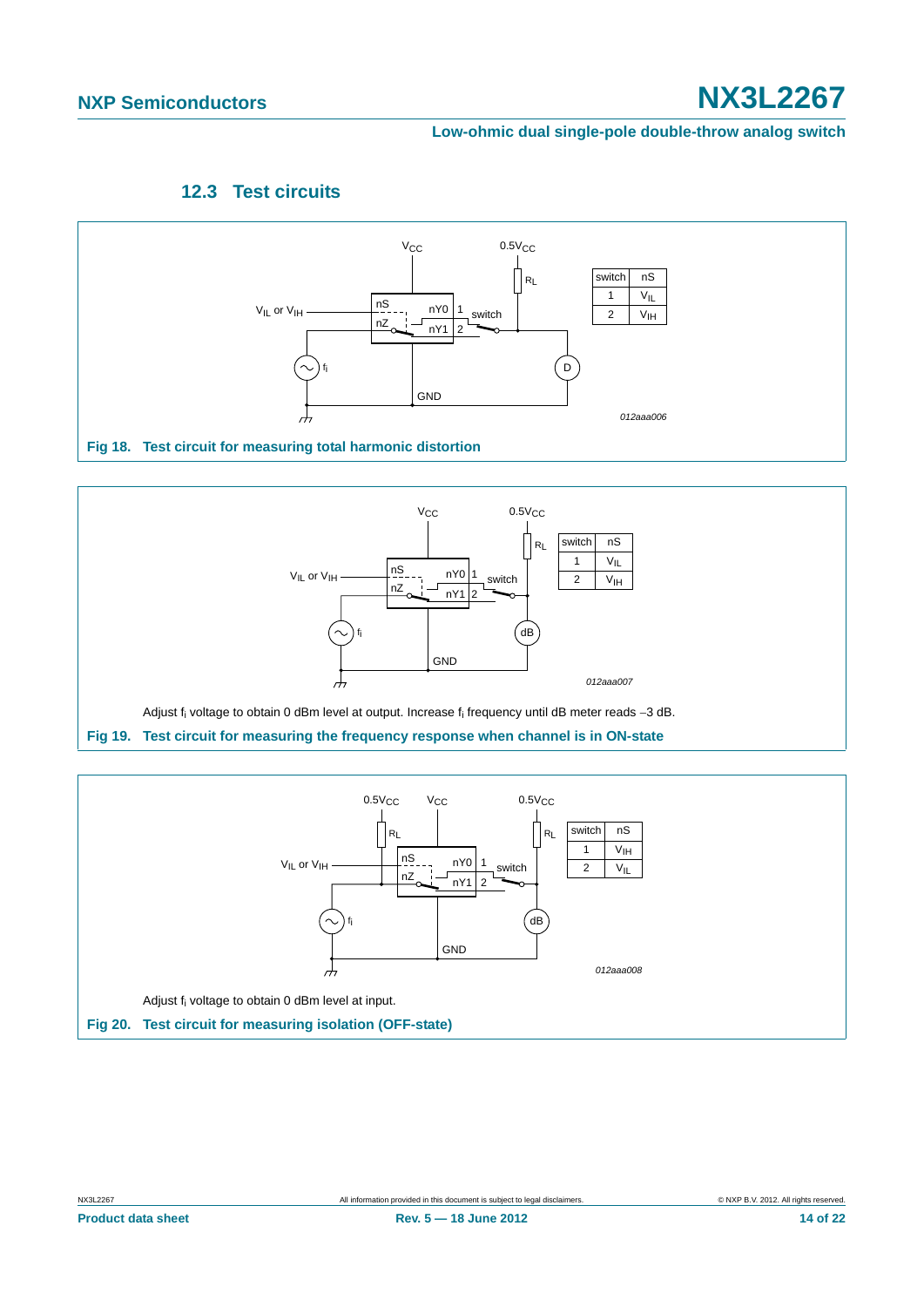### 12.3 Test circuits

| switch | nS |
|---|---|
| 1 | $V_{IL}$ |
| 2 | $V_{IH}$ |

012aaa006

**Fig 18. Test circuit for measuring total harmonic distortion**

| switch | nS |
|---|---|
| 1 | $V_{IL}$ |
| 2 | $V_{IH}$ |

012aaa007

Adjust $f_i$ voltage to obtain 0 dBm level at output. Increase $f_i$ frequency until dB meter reads −3 dB.

**Fig 19. Test circuit for measuring the frequency response when channel is in ON-state**

| switch | nS |
|---|---|
| 1 | $V_{IH}$ |
| 2 | $V_{IL}$ |

012aaa008

Adjust $f_i$ voltage to obtain 0 dBm level at input.

**Fig 20. Test circuit for measuring isolation (OFF-state)**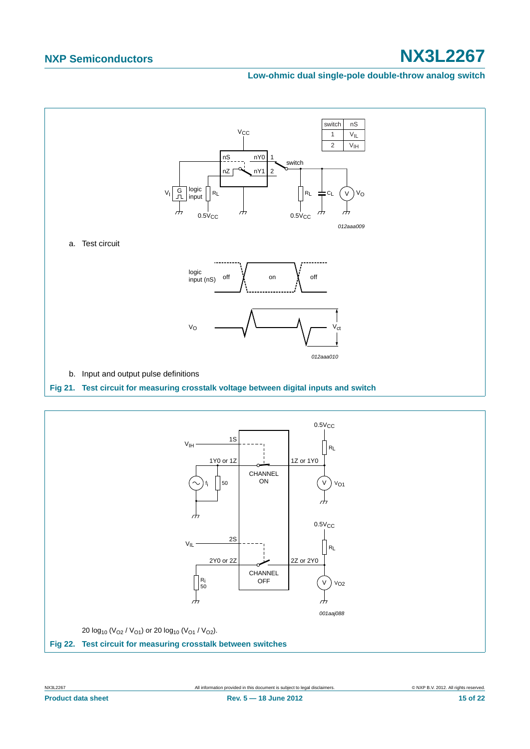| switch | nS |
| --- | --- |
| 1 | $V_{IL}$ |
| 2 | $V_{IH}$ |

a. Test circuit

b. Input and output pulse definitions

**Fig 21. Test circuit for measuring crosstalk voltage between digital inputs and switch**

$20 \log_{10} (V_{O2} / V_{O1})$ or $20 \log_{10} (V_{O1} / V_{O2})$.

**Fig 22. Test circuit for measuring crosstalk between switches**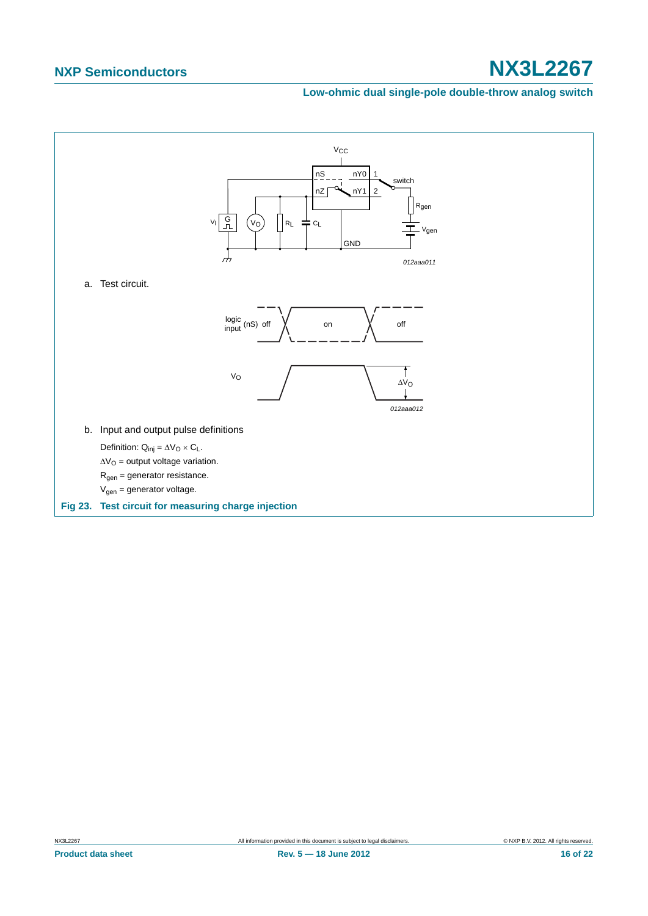a. Test circuit.

b. Input and output pulse definitions

Definition: $Q_{inj} = \Delta V_O \times C_L$.

$\Delta V_O$ = output voltage variation.

$R_{gen}$ = generator resistance.

$V_{gen}$ = generator voltage.

**Fig 23. Test circuit for measuring charge injection**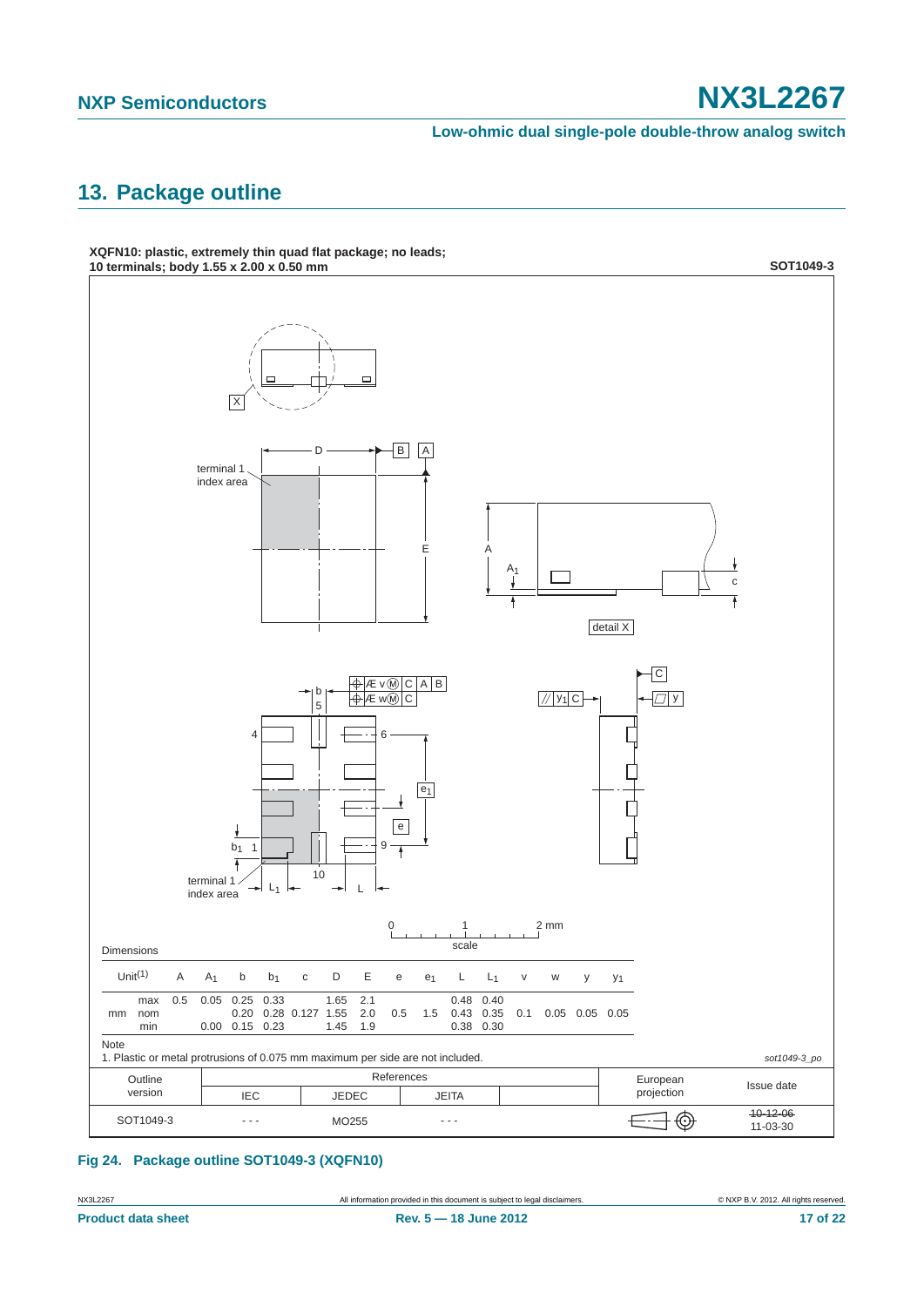## 13. Package outline

**XQFN10: plastic, extremely thin quad flat package; no leads; 10 terminals; body 1.55 x 2.00 x 0.50 mm**

**SOT1049-3**

Dimensions

| Unit[1] | | A | $A_1$ | b | $b_1$ | c | D | E | e | $e_1$ | L | $L_1$ | v | w | y | $y_1$ |
|---|---|---|---|---|---|---|---|---|---|---|---|---|---|---|---|---|
| mm | max | 0.5 | 0.05 | 0.25 | 0.33 | | 1.65 | 2.1 | | | 0.48 | 0.40 | | | | |
| | nom | | | 0.20 | 0.28 | 0.127 | 1.55 | 2.0 | 0.5 | 1.5 | 0.43 | 0.35 | 0.1 | 0.05 | 0.05 | 0.05 |
| | min | | 0.00 | 0.15 | 0.23 | | 1.45 | 1.9 | | | 0.38 | 0.30 | | | | |

Note

1. Plastic or metal protrusions of 0.075 mm maximum per side are not included.

*sot1049-3_po*

| Outline version | References: IEC | References: JEDEC | References: JEITA | | European projection | Issue date |
|---|---|---|---|---|---|---|
| SOT1049-3 | - - - | MO255 | - - - | | | ~~10-12-06~~ 11-03-30 |

**Fig 24. Package outline SOT1049-3 (XQFN10)**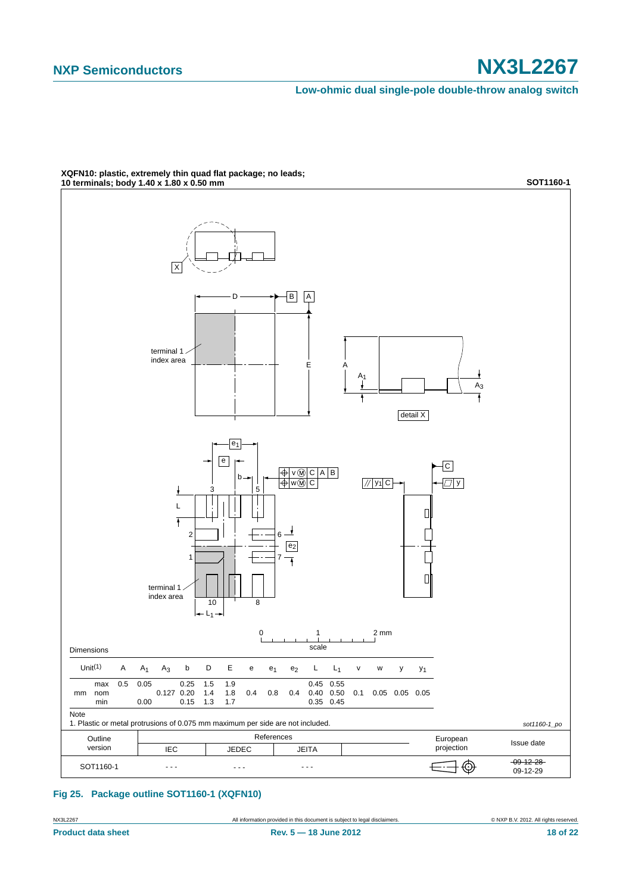**XQFN10: plastic, extremely thin quad flat package; no leads; 10 terminals; body 1.40 x 1.80 x 0.50 mm**

**SOT1160-1**

Dimensions

| Unit[1] | | A | $A_1$ | $A_3$ | b | D | E | e | $e_1$ | $e_2$ | L | $L_1$ | v | w | y | $y_1$ |
|---|---|---|---|---|---|---|---|---|---|---|---|---|---|---|---|---|
| mm | max | 0.5 | 0.05 | | 0.25 | 1.5 | 1.9 | | | | 0.45 | 0.55 | | | | |
| | nom | | | 0.127 | 0.20 | 1.4 | 1.8 | 0.4 | 0.8 | 0.4 | 0.40 | 0.50 | 0.1 | 0.05 | 0.05 | 0.05 |
| | min | | 0.00 | | 0.15 | 1.3 | 1.7 | | | | 0.35 | 0.45 | | | | |

Note

1. Plastic or metal protrusions of 0.075 mm maximum per side are not included.

*sot1160-1_po*

| Outline version | References IEC | References JEDEC | References JEITA | | European projection | Issue date |
|---|---|---|---|---|---|---|
| SOT1160-1 | - - - | - - - | - - - | | | ~~09-12-28~~ 09-12-29 |

**Fig 25. Package outline SOT1160-1 (XQFN10)**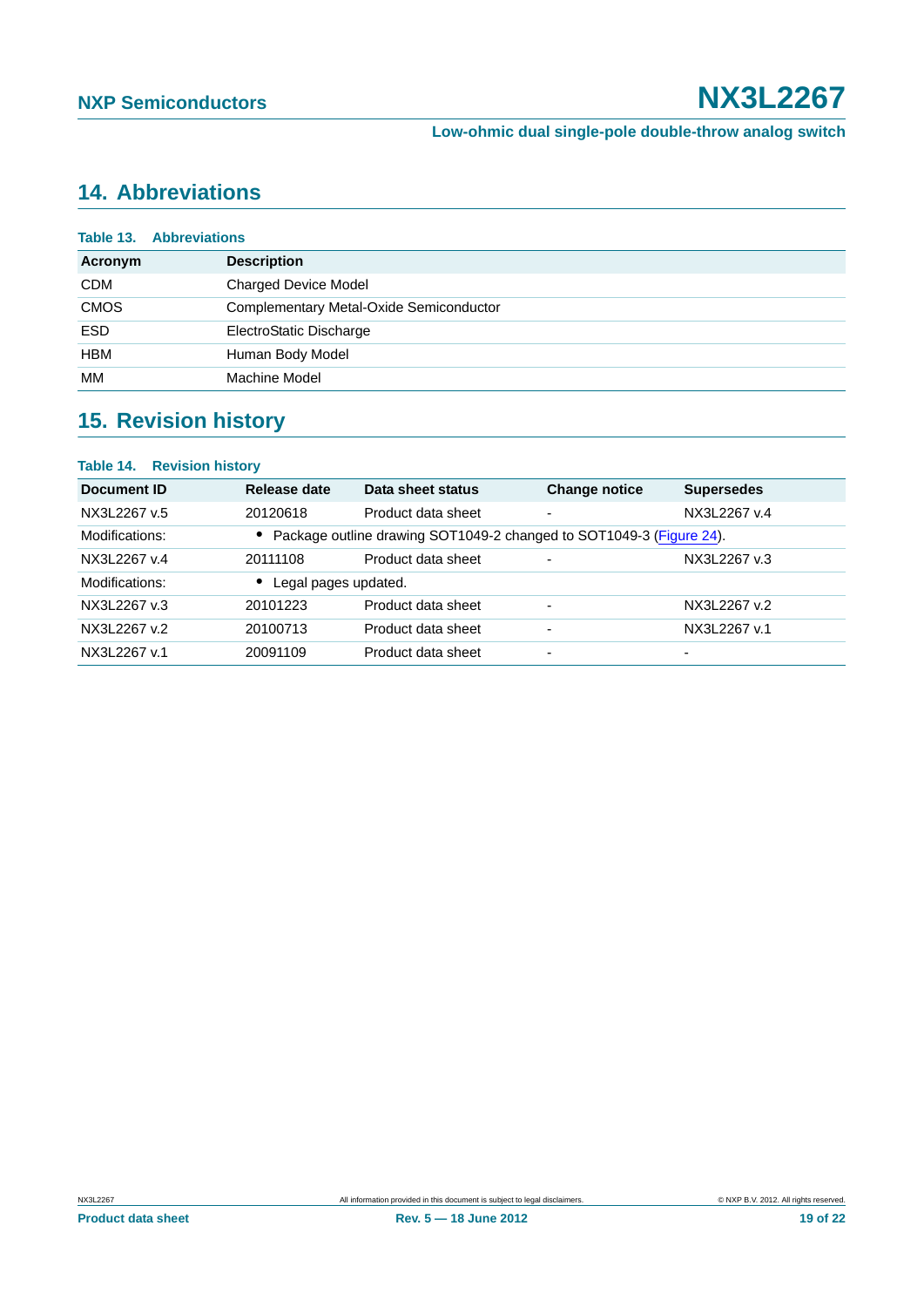## 14. Abbreviations

**Table 13. Abbreviations**

| Acronym | Description |
|---|---|
| CDM | Charged Device Model |
| CMOS | Complementary Metal-Oxide Semiconductor |
| ESD | ElectroStatic Discharge |
| HBM | Human Body Model |
| MM | Machine Model |

## 15. Revision history

**Table 14. Revision history**

| Document ID | Release date | Data sheet status | Change notice | Supersedes |
|---|---|---|---|---|
| NX3L2267 v.5 | 20120618 | Product data sheet | - | NX3L2267 v.4 |
| Modifications: | • Package outline drawing SOT1049-2 changed to SOT1049-3 (Figure 24). | | | |
| NX3L2267 v.4 | 20111108 | Product data sheet | - | NX3L2267 v.3 |
| Modifications: | • Legal pages updated. | | | |
| NX3L2267 v.3 | 20101223 | Product data sheet | - | NX3L2267 v.2 |
| NX3L2267 v.2 | 20100713 | Product data sheet | - | NX3L2267 v.1 |
| NX3L2267 v.1 | 20091109 | Product data sheet | - | - |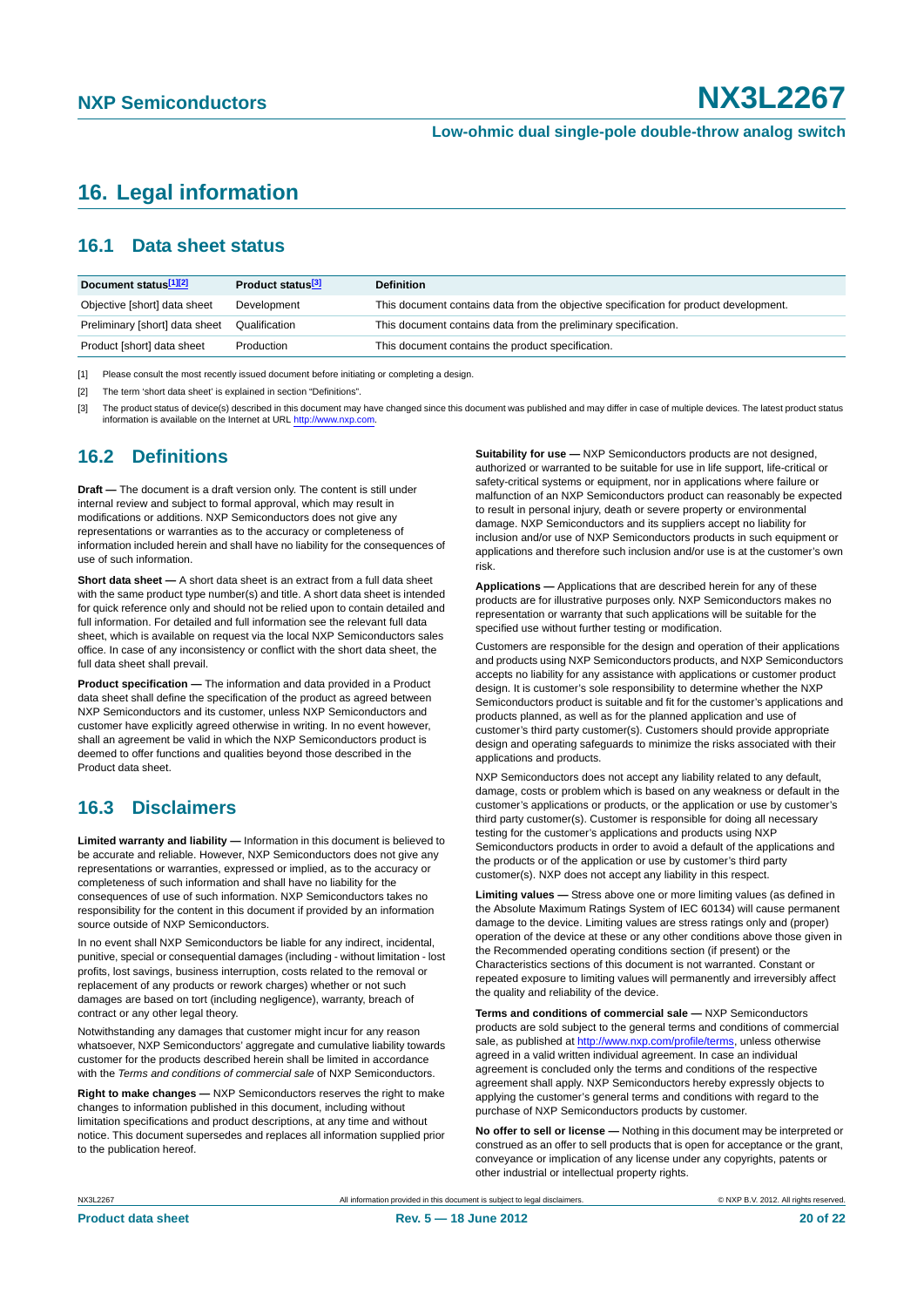# 16. Legal information

## 16.1 Data sheet status

| Document status[1][2] | Product status[3] | Definition |
| --- | --- | --- |
| Objective [short] data sheet | Development | This document contains data from the objective specification for product development. |
| Preliminary [short] data sheet | Qualification | This document contains data from the preliminary specification. |
| Product [short] data sheet | Production | This document contains the product specification. |

[1] Please consult the most recently issued document before initiating or completing a design.

[2] The term 'short data sheet' is explained in section "Definitions".

[3] The product status of device(s) described in this document may have changed since this document was published and may differ in case of multiple devices. The latest product status information is available on the Internet at URL http://www.nxp.com.

## 16.2 Definitions

**Draft —** The document is a draft version only. The content is still under internal review and subject to formal approval, which may result in modifications or additions. NXP Semiconductors does not give any representations or warranties as to the accuracy or completeness of information included herein and shall have no liability for the consequences of use of such information.

**Short data sheet —** A short data sheet is an extract from a full data sheet with the same product type number(s) and title. A short data sheet is intended for quick reference only and should not be relied upon to contain detailed and full information. For detailed and full information see the relevant full data sheet, which is available on request via the local NXP Semiconductors sales office. In case of any inconsistency or conflict with the short data sheet, the full data sheet shall prevail.

**Product specification —** The information and data provided in a Product data sheet shall define the specification of the product as agreed between NXP Semiconductors and its customer, unless NXP Semiconductors and customer have explicitly agreed otherwise in writing. In no event however, shall an agreement be valid in which the NXP Semiconductors product is deemed to offer functions and qualities beyond those described in the Product data sheet.

## 16.3 Disclaimers

**Limited warranty and liability —** Information in this document is believed to be accurate and reliable. However, NXP Semiconductors does not give any representations or warranties, expressed or implied, as to the accuracy or completeness of such information and shall have no liability for the consequences of use of such information. NXP Semiconductors takes no responsibility for the content in this document if provided by an information source outside of NXP Semiconductors.

In no event shall NXP Semiconductors be liable for any indirect, incidental, punitive, special or consequential damages (including - without limitation - lost profits, lost savings, business interruption, costs related to the removal or replacement of any products or rework charges) whether or not such damages are based on tort (including negligence), warranty, breach of contract or any other legal theory.

Notwithstanding any damages that customer might incur for any reason whatsoever, NXP Semiconductors' aggregate and cumulative liability towards customer for the products described herein shall be limited in accordance with the *Terms and conditions of commercial sale* of NXP Semiconductors.

**Right to make changes —** NXP Semiconductors reserves the right to make changes to information published in this document, including without limitation specifications and product descriptions, at any time and without notice. This document supersedes and replaces all information supplied prior to the publication hereof.

**Suitability for use —** NXP Semiconductors products are not designed, authorized or warranted to be suitable for use in life support, life-critical or safety-critical systems or equipment, nor in applications where failure or malfunction of an NXP Semiconductors product can reasonably be expected to result in personal injury, death or severe property or environmental damage. NXP Semiconductors and its suppliers accept no liability for inclusion and/or use of NXP Semiconductors products in such equipment or applications and therefore such inclusion and/or use is at the customer's own risk.

**Applications —** Applications that are described herein for any of these products are for illustrative purposes only. NXP Semiconductors makes no representation or warranty that such applications will be suitable for the specified use without further testing or modification.

Customers are responsible for the design and operation of their applications and products using NXP Semiconductors products, and NXP Semiconductors accepts no liability for any assistance with applications or customer product design. It is customer's sole responsibility to determine whether the NXP Semiconductors product is suitable and fit for the customer's applications and products planned, as well as for the planned application and use of customer's third party customer(s). Customers should provide appropriate design and operating safeguards to minimize the risks associated with their applications and products.

NXP Semiconductors does not accept any liability related to any default, damage, costs or problem which is based on any weakness or default in the customer's applications or products, or the application or use by customer's third party customer(s). Customer is responsible for doing all necessary testing for the customer's applications and products using NXP Semiconductors products in order to avoid a default of the applications and the products or of the application or use by customer's third party customer(s). NXP does not accept any liability in this respect.

**Limiting values —** Stress above one or more limiting values (as defined in the Absolute Maximum Ratings System of IEC 60134) will cause permanent damage to the device. Limiting values are stress ratings only and (proper) operation of the device at these or any other conditions above those given in the Recommended operating conditions section (if present) or the Characteristics sections of this document is not warranted. Constant or repeated exposure to limiting values will permanently and irreversibly affect the quality and reliability of the device.

**Terms and conditions of commercial sale —** NXP Semiconductors products are sold subject to the general terms and conditions of commercial sale, as published at http://www.nxp.com/profile/terms, unless otherwise agreed in a valid written individual agreement. In case an individual agreement is concluded only the terms and conditions of the respective agreement shall apply. NXP Semiconductors hereby expressly objects to applying the customer's general terms and conditions with regard to the purchase of NXP Semiconductors products by customer.

**No offer to sell or license —** Nothing in this document may be interpreted or construed as an offer to sell products that is open for acceptance or the grant, conveyance or implication of any license under any copyrights, patents or other industrial or intellectual property rights.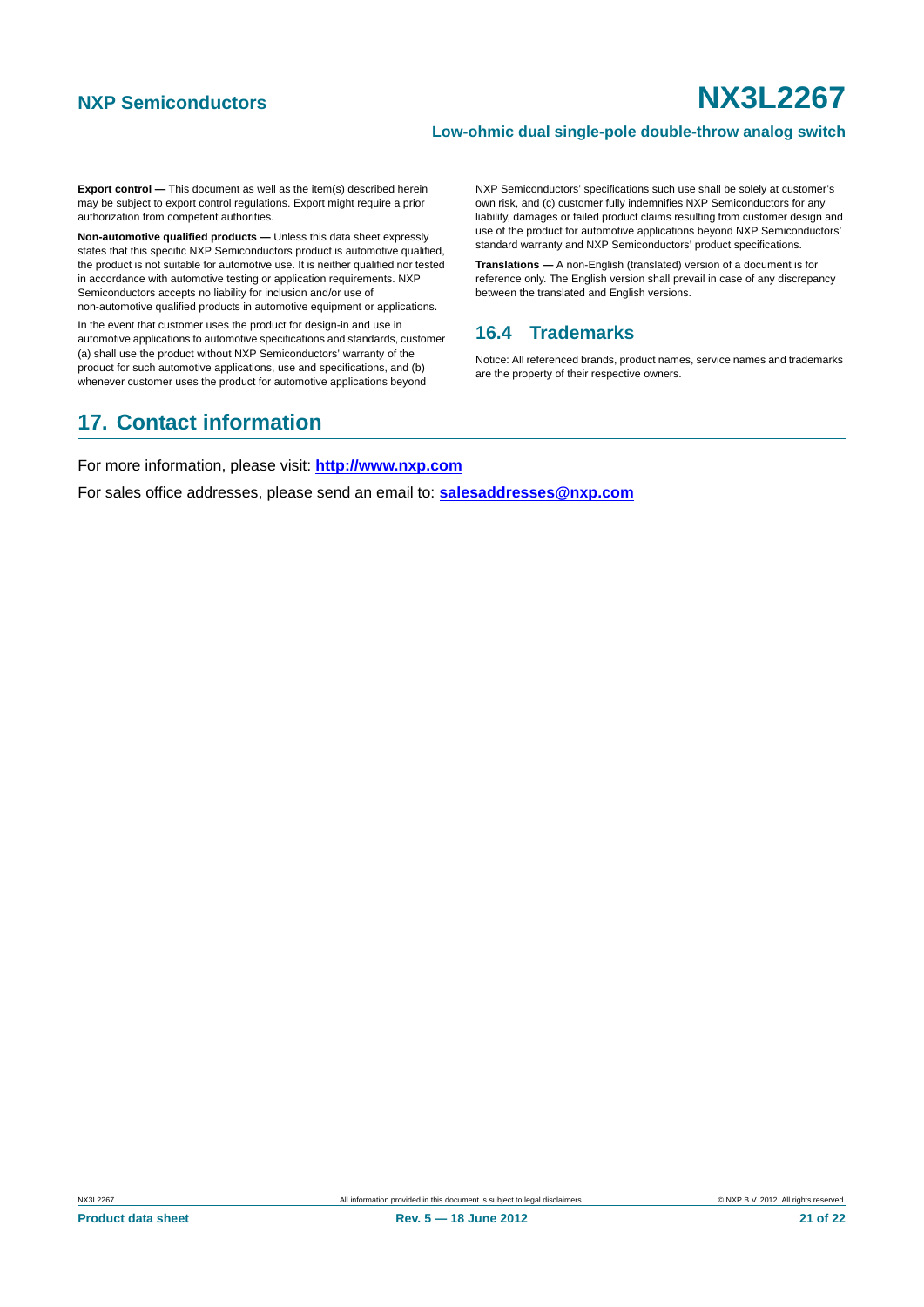**Export control —** This document as well as the item(s) described herein may be subject to export control regulations. Export might require a prior authorization from competent authorities.

**Non-automotive qualified products —** Unless this data sheet expressly states that this specific NXP Semiconductors product is automotive qualified, the product is not suitable for automotive use. It is neither qualified nor tested in accordance with automotive testing or application requirements. NXP Semiconductors accepts no liability for inclusion and/or use of non-automotive qualified products in automotive equipment or applications.

In the event that customer uses the product for design-in and use in automotive applications to automotive specifications and standards, customer (a) shall use the product without NXP Semiconductors' warranty of the product for such automotive applications, use and specifications, and (b) whenever customer uses the product for automotive applications beyond NXP Semiconductors' specifications such use shall be solely at customer's own risk, and (c) customer fully indemnifies NXP Semiconductors for any liability, damages or failed product claims resulting from customer design and use of the product for automotive applications beyond NXP Semiconductors' standard warranty and NXP Semiconductors' product specifications.

**Translations —** A non-English (translated) version of a document is for reference only. The English version shall prevail in case of any discrepancy between the translated and English versions.

### 16.4 Trademarks

Notice: All referenced brands, product names, service names and trademarks are the property of their respective owners.

## 17. Contact information

For more information, please visit: **http://www.nxp.com**

For sales office addresses, please send an email to: **salesaddresses@nxp.com**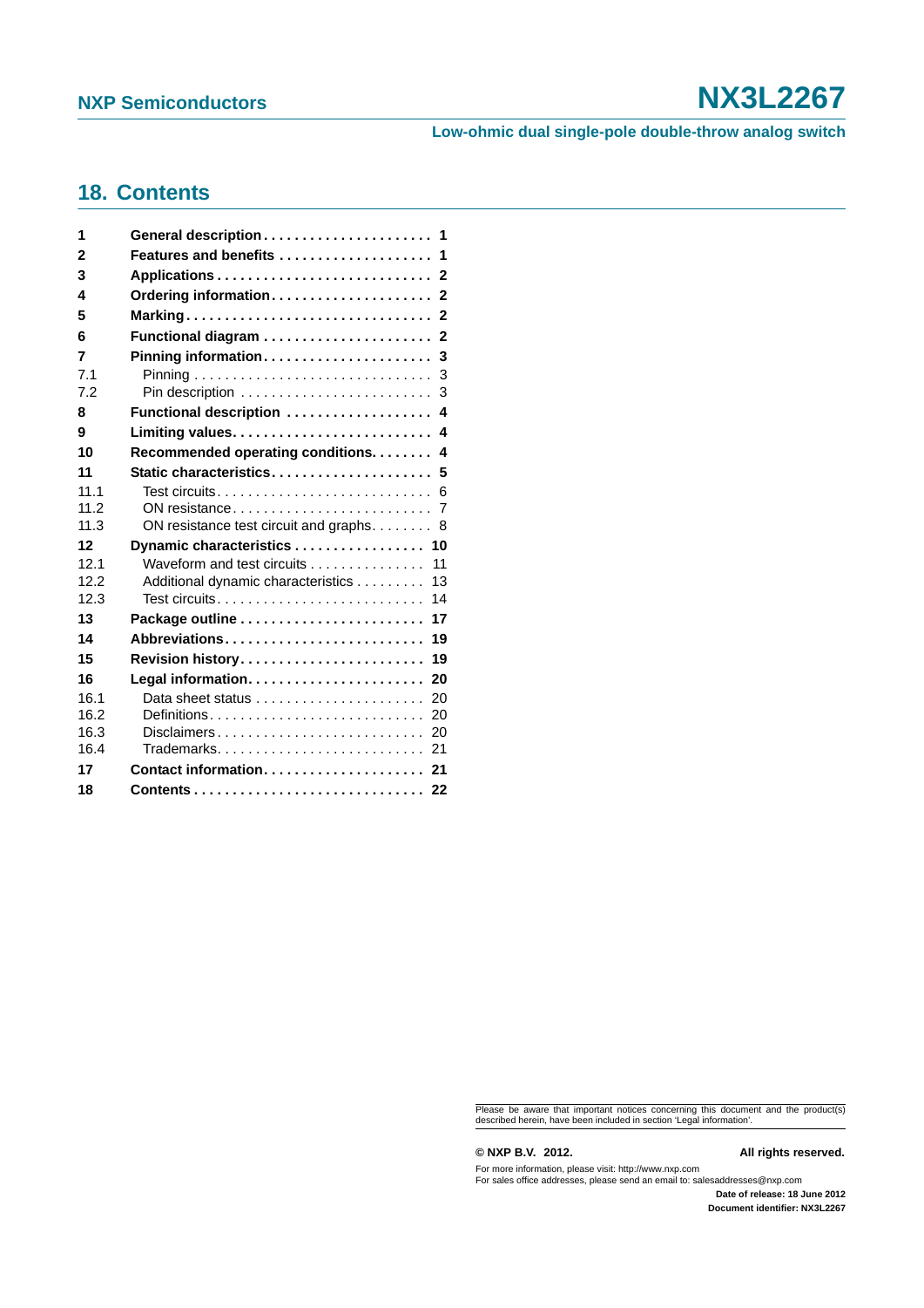## 18. Contents

| | | |
|---|---|---|
| **1** | **General description** | **1** |
| **2** | **Features and benefits** | **1** |
| **3** | **Applications** | **2** |
| **4** | **Ordering information** | **2** |
| **5** | **Marking** | **2** |
| **6** | **Functional diagram** | **2** |
| **7** | **Pinning information** | **3** |
| 7.1 | Pinning | 3 |
| 7.2 | Pin description | 3 |
| **8** | **Functional description** | **4** |
| **9** | **Limiting values** | **4** |
| **10** | **Recommended operating conditions** | **4** |
| **11** | **Static characteristics** | **5** |
| 11.1 | Test circuits | 6 |
| 11.2 | ON resistance | 7 |
| 11.3 | ON resistance test circuit and graphs | 8 |
| **12** | **Dynamic characteristics** | **10** |
| 12.1 | Waveform and test circuits | 11 |
| 12.2 | Additional dynamic characteristics | 13 |
| 12.3 | Test circuits | 14 |
| **13** | **Package outline** | **17** |
| **14** | **Abbreviations** | **19** |
| **15** | **Revision history** | **19** |
| **16** | **Legal information** | **20** |
| 16.1 | Data sheet status | 20 |
| 16.2 | Definitions | 20 |
| 16.3 | Disclaimers | 20 |
| 16.4 | Trademarks | 21 |
| **17** | **Contact information** | **21** |
| **18** | **Contents** | **22** |

Please be aware that important notices concerning this document and the product(s) described herein, have been included in section 'Legal information'.

**© NXP B.V. 2012. All rights reserved.**

For more information, please visit: http://www.nxp.com
For sales office addresses, please send an email to: salesaddresses@nxp.com

**Date of release: 18 June 2012**
**Document identifier: NX3L2267**